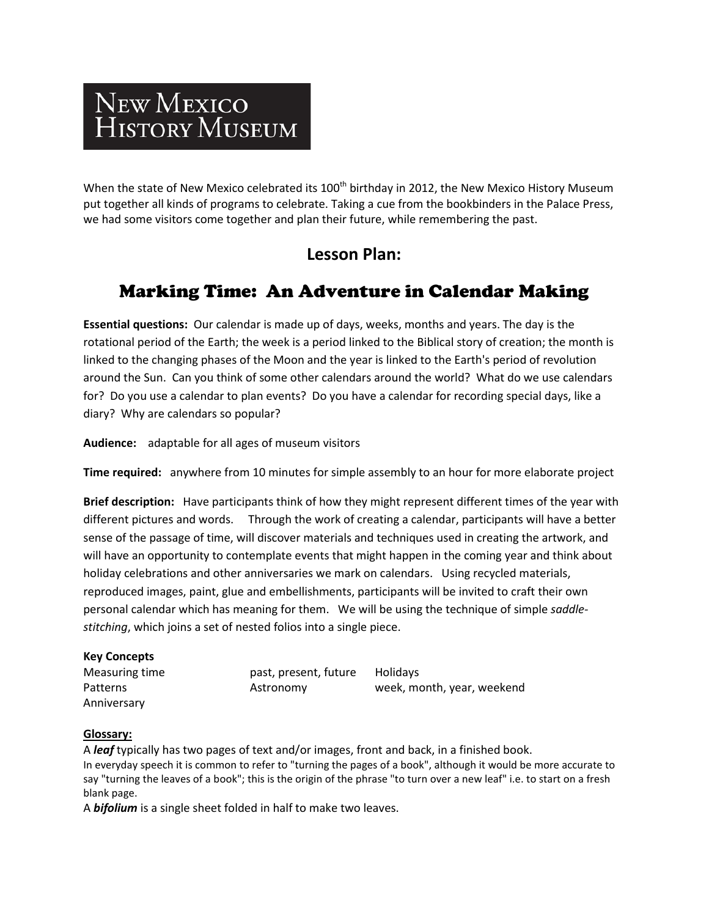# New Mexico History Museum

When the state of New Mexico celebrated its 100th birthday in 2012, the New Mexico History Museum put together all kinds of programs to celebrate. Taking a cue from the bookbinders in the Palace Press, we had some visitors come together and plan their future, while remembering the past.

## Lesson Plan:

## Marking Time: An Adventure in Calendar Making

**Essential questions:** Our calendar is made up of days, weeks, months and years. The day is the rotational period of the Earth; the week is a period linked to the Biblical story of creation; the month is linked to the changing phases of the Moon and the year is linked to the Earth's period of revolution around the Sun. Can you think of some other calendars around the world? What do we use calendars for? Do you use a calendar to plan events? Do you have a calendar for recording special days, like a diary? Why are calendars so popular?

**Audience:** adaptable for all ages of museum visitors

**Time required:** anywhere from 10 minutes for simple assembly to an hour for more elaborate project

**Brief description:** Have participants think of how they might represent different times of the year with different pictures and words. Through the work of creating a calendar, participants will have a better sense of the passage of time, will discover materials and techniques used in creating the artwork, and will have an opportunity to contemplate events that might happen in the coming year and think about holiday celebrations and other anniversaries we mark on calendars. Using recycled materials, reproduced images, paint, glue and embellishments, participants will be invited to craft their own personal calendar which has meaning for them. We will be using the technique of simple *saddle-stitching*, which joins a set of nested folios into a single piece.

**Key Concepts**

| | | |
|---|---|---|
| Measuring time | past, present, future | Holidays |
| Patterns | Astronomy | week, month, year, weekend |
| Anniversary | | |

**Glossary:**

A ***leaf*** typically has two pages of text and/or images, front and back, in a finished book.
In everyday speech it is common to refer to "turning the pages of a book", although it would be more accurate to say "turning the leaves of a book"; this is the origin of the phrase "to turn over a new leaf" i.e. to start on a fresh blank page.

A ***bifolium*** is a single sheet folded in half to make two leaves.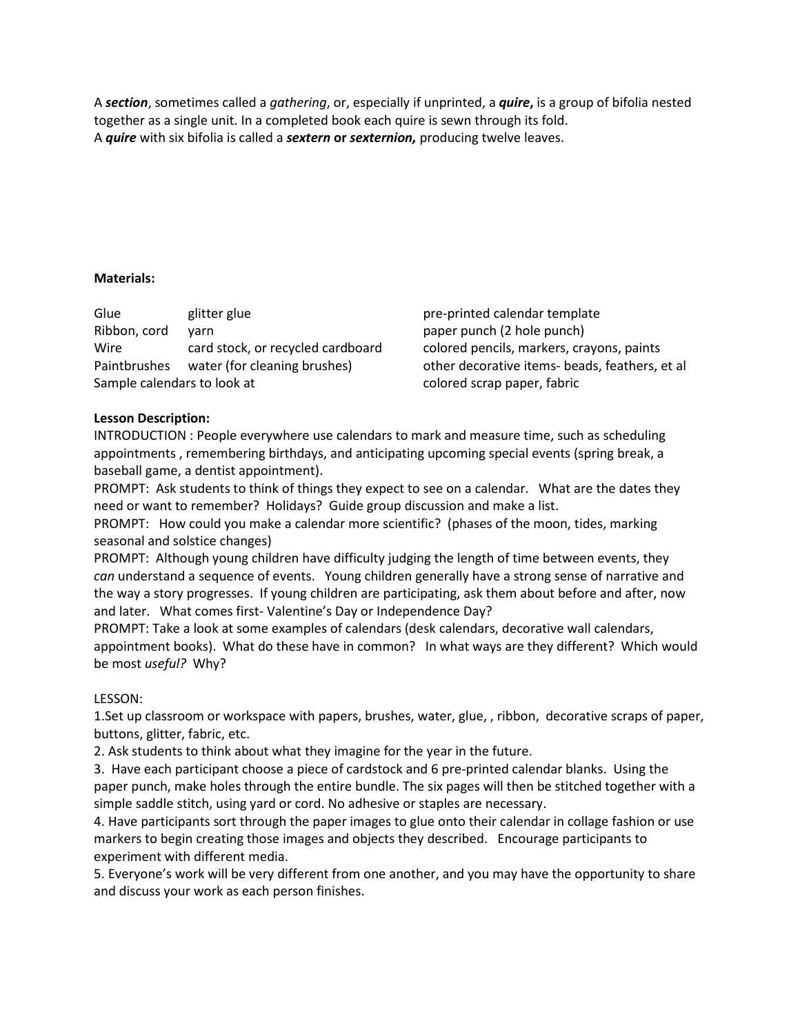A ***section***, sometimes called a *gathering*, or, especially if unprinted, a ***quire*,** is a group of bifolia nested together as a single unit. In a completed book each quire is sewn through its fold.
A ***quire*** with six bifolia is called a ***sextern*** **or** ***sexternion*,** producing twelve leaves.

**Materials:**

| | | |
|---|---|---|
| Glue | glitter glue | pre-printed calendar template |
| Ribbon, cord | yarn | paper punch (2 hole punch) |
| Wire | card stock, or recycled cardboard | colored pencils, markers, crayons, paints |
| Paintbrushes | water (for cleaning brushes) | other decorative items- beads, feathers, et al |
| Sample calendars to look at | | colored scrap paper, fabric |

**Lesson Description:**

INTRODUCTION : People everywhere use calendars to mark and measure time, such as scheduling appointments , remembering birthdays, and anticipating upcoming special events (spring break, a baseball game, a dentist appointment).

PROMPT: Ask students to think of things they expect to see on a calendar. What are the dates they need or want to remember? Holidays? Guide group discussion and make a list.

PROMPT: How could you make a calendar more scientific? (phases of the moon, tides, marking seasonal and solstice changes)

PROMPT: Although young children have difficulty judging the length of time between events, they *can* understand a sequence of events. Young children generally have a strong sense of narrative and the way a story progresses. If young children are participating, ask them about before and after, now and later. What comes first- Valentine's Day or Independence Day?

PROMPT: Take a look at some examples of calendars (desk calendars, decorative wall calendars, appointment books). What do these have in common? In what ways are they different? Which would be most *useful?* Why?

LESSON:

1.Set up classroom or workspace with papers, brushes, water, glue, , ribbon, decorative scraps of paper, buttons, glitter, fabric, etc.
2. Ask students to think about what they imagine for the year in the future.
3. Have each participant choose a piece of cardstock and 6 pre-printed calendar blanks. Using the paper punch, make holes through the entire bundle. The six pages will then be stitched together with a simple saddle stitch, using yard or cord. No adhesive or staples are necessary.
4. Have participants sort through the paper images to glue onto their calendar in collage fashion or use markers to begin creating those images and objects they described. Encourage participants to experiment with different media.
5. Everyone's work will be very different from one another, and you may have the opportunity to share and discuss your work as each person finishes.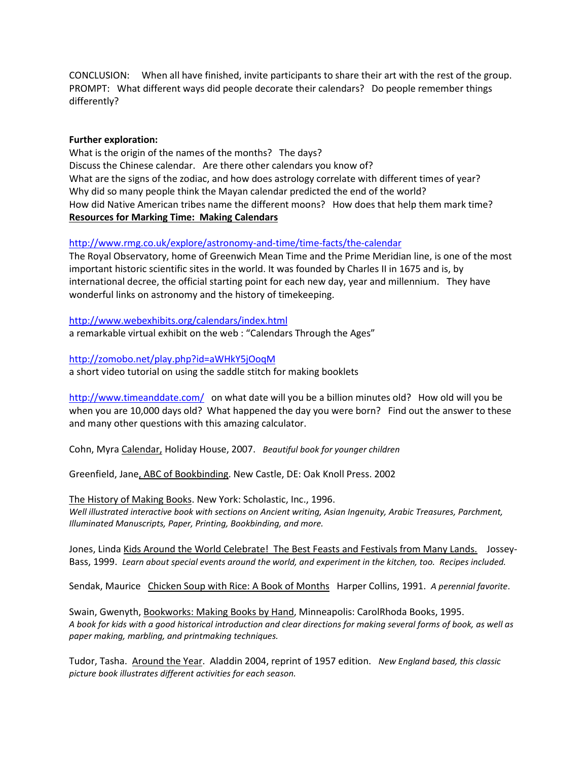CONCLUSION: When all have finished, invite participants to share their art with the rest of the group.
PROMPT: What different ways did people decorate their calendars? Do people remember things differently?

**Further exploration:**
What is the origin of the names of the months? The days?
Discuss the Chinese calendar. Are there other calendars you know of?
What are the signs of the zodiac, and how does astrology correlate with different times of year?
Why did so many people think the Mayan calendar predicted the end of the world?
How did Native American tribes name the different moons? How does that help them mark time?

**Resources for Marking Time: Making Calendars**

http://www.rmg.co.uk/explore/astronomy-and-time/time-facts/the-calendar
The Royal Observatory, home of Greenwich Mean Time and the Prime Meridian line, is one of the most important historic scientific sites in the world. It was founded by Charles II in 1675 and is, by international decree, the official starting point for each new day, year and millennium. They have wonderful links on astronomy and the history of timekeeping.

http://www.webexhibits.org/calendars/index.html
a remarkable virtual exhibit on the web : "Calendars Through the Ages"

http://zomobo.net/play.php?id=aWHkY5jOoqM
a short video tutorial on using the saddle stitch for making booklets

http://www.timeanddate.com/ on what date will you be a billion minutes old? How old will you be when you are 10,000 days old? What happened the day you were born? Find out the answer to these and many other questions with this amazing calculator.

Cohn, Myra Calendar, Holiday House, 2007. *Beautiful book for younger children*

Greenfield, Jane, ABC of Bookbinding. New Castle, DE: Oak Knoll Press. 2002

The History of Making Books. New York: Scholastic, Inc., 1996.
*Well illustrated interactive book with sections on Ancient writing, Asian Ingenuity, Arabic Treasures, Parchment, Illuminated Manuscripts, Paper, Printing, Bookbinding, and more.*

Jones, Linda Kids Around the World Celebrate! The Best Feasts and Festivals from Many Lands. Jossey-Bass, 1999. *Learn about special events around the world, and experiment in the kitchen, too. Recipes included.*

Sendak, Maurice Chicken Soup with Rice: A Book of Months Harper Collins, 1991. *A perennial favorite*.

Swain, Gwenyth, Bookworks: Making Books by Hand, Minneapolis: CarolRhoda Books, 1995.
*A book for kids with a good historical introduction and clear directions for making several forms of book, as well as paper making, marbling, and printmaking techniques.*

Tudor, Tasha. Around the Year. Aladdin 2004, reprint of 1957 edition. *New England based, this classic picture book illustrates different activities for each season.*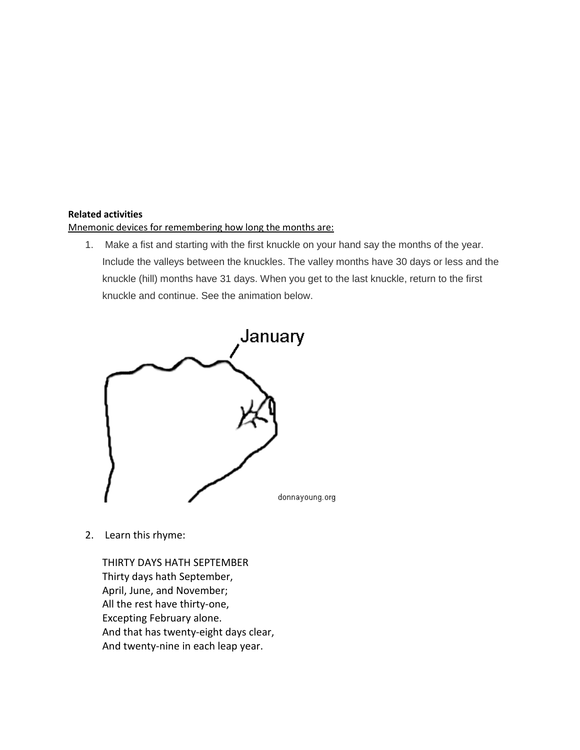**Related activities**

Mnemonic devices for remembering how long the months are:

1. Make a fist and starting with the first knuckle on your hand say the months of the year. Include the valleys between the knuckles. The valley months have 30 days or less and the knuckle (hill) months have 31 days. When you get to the last knuckle, return to the first knuckle and continue. See the animation below.

January

donnayoung.org

2. Learn this rhyme:

THIRTY DAYS HATH SEPTEMBER
Thirty days hath September,
April, June, and November;
All the rest have thirty-one,
Excepting February alone.
And that has twenty-eight days clear,
And twenty-nine in each leap year.